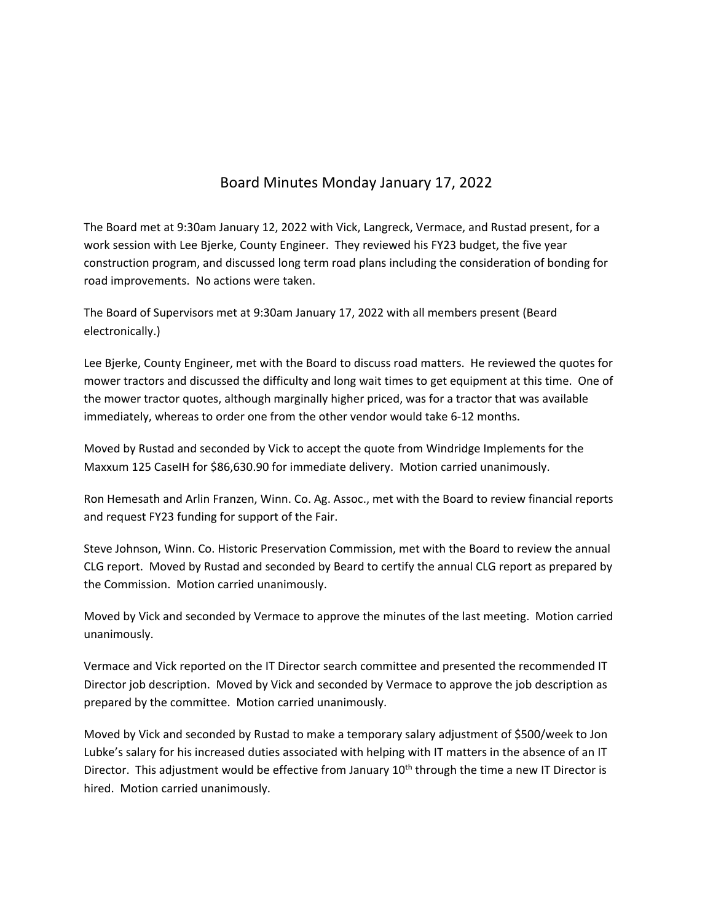# Board Minutes Monday January 17, 2022

The Board met at 9:30am January 12, 2022 with Vick, Langreck, Vermace, and Rustad present, for a work session with Lee Bjerke, County Engineer. They reviewed his FY23 budget, the five year construction program, and discussed long term road plans including the consideration of bonding for road improvements. No actions were taken.

The Board of Supervisors met at 9:30am January 17, 2022 with all members present (Beard electronically.)

Lee Bjerke, County Engineer, met with the Board to discuss road matters. He reviewed the quotes for mower tractors and discussed the difficulty and long wait times to get equipment at this time. One of the mower tractor quotes, although marginally higher priced, was for a tractor that was available immediately, whereas to order one from the other vendor would take 6-12 months.

Moved by Rustad and seconded by Vick to accept the quote from Windridge Implements for the Maxxum 125 CaseIH for $86,630.90 for immediate delivery. Motion carried unanimously.

Ron Hemesath and Arlin Franzen, Winn. Co. Ag. Assoc., met with the Board to review financial reports and request FY23 funding for support of the Fair.

Steve Johnson, Winn. Co. Historic Preservation Commission, met with the Board to review the annual CLG report. Moved by Rustad and seconded by Beard to certify the annual CLG report as prepared by the Commission. Motion carried unanimously.

Moved by Vick and seconded by Vermace to approve the minutes of the last meeting. Motion carried unanimously.

Vermace and Vick reported on the IT Director search committee and presented the recommended IT Director job description. Moved by Vick and seconded by Vermace to approve the job description as prepared by the committee. Motion carried unanimously.

Moved by Vick and seconded by Rustad to make a temporary salary adjustment of $500/week to Jon Lubke's salary for his increased duties associated with helping with IT matters in the absence of an IT Director. This adjustment would be effective from January 10th through the time a new IT Director is hired. Motion carried unanimously.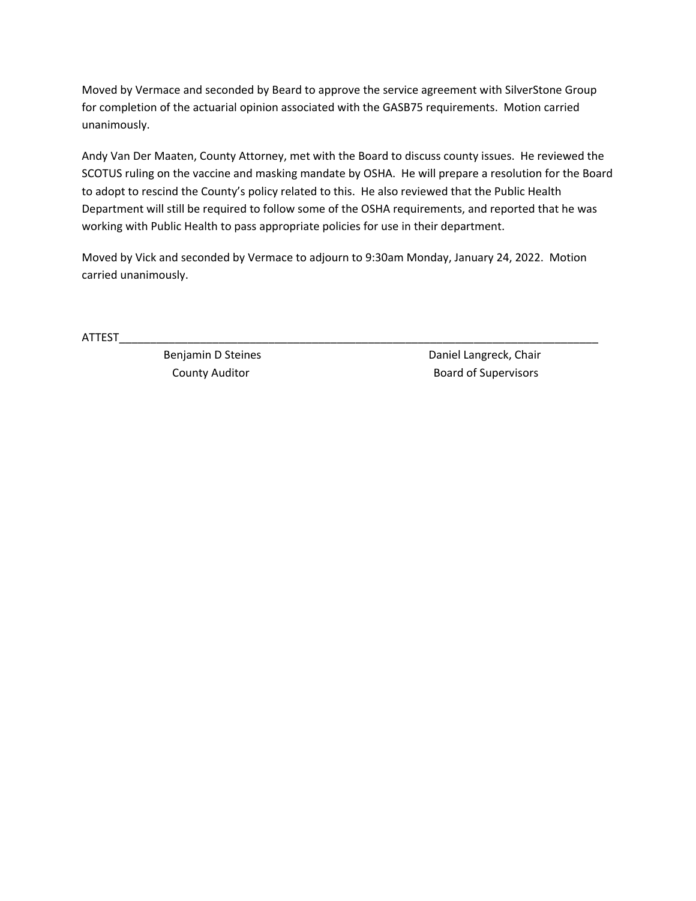Moved by Vermace and seconded by Beard to approve the service agreement with SilverStone Group for completion of the actuarial opinion associated with the GASB75 requirements. Motion carried unanimously.

Andy Van Der Maaten, County Attorney, met with the Board to discuss county issues. He reviewed the SCOTUS ruling on the vaccine and masking mandate by OSHA. He will prepare a resolution for the Board to adopt to rescind the County's policy related to this. He also reviewed that the Public Health Department will still be required to follow some of the OSHA requirements, and reported that he was working with Public Health to pass appropriate policies for use in their department.

Moved by Vick and seconded by Vermace to adjourn to 9:30am Monday, January 24, 2022. Motion carried unanimously.

ATTEST_______________________________________________________________________________

| | |
|---|---|
| Benjamin D Steines | Daniel Langreck, Chair |
| County Auditor | Board of Supervisors |